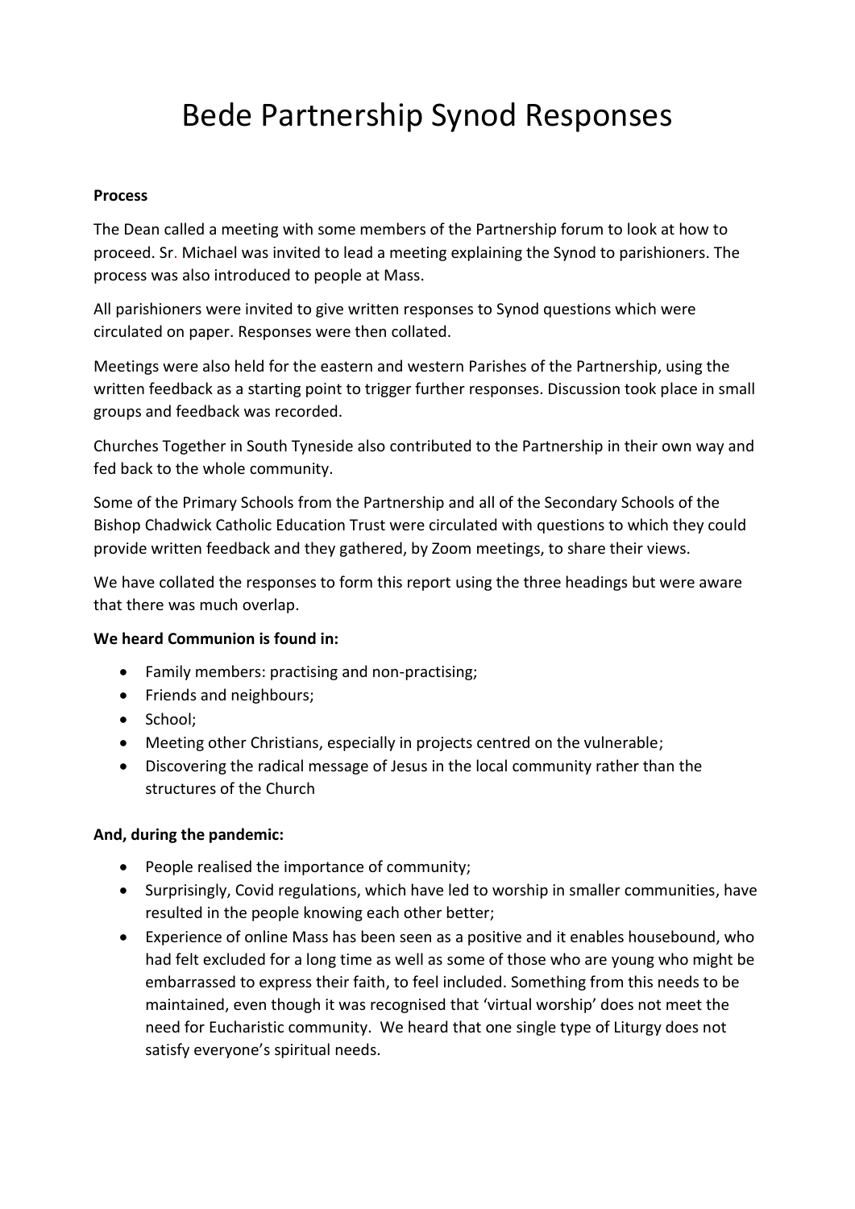# Bede Partnership Synod Responses

**Process**

The Dean called a meeting with some members of the Partnership forum to look at how to proceed. Sr. Michael was invited to lead a meeting explaining the Synod to parishioners. The process was also introduced to people at Mass.

All parishioners were invited to give written responses to Synod questions which were circulated on paper. Responses were then collated.

Meetings were also held for the eastern and western Parishes of the Partnership, using the written feedback as a starting point to trigger further responses. Discussion took place in small groups and feedback was recorded.

Churches Together in South Tyneside also contributed to the Partnership in their own way and fed back to the whole community.

Some of the Primary Schools from the Partnership and all of the Secondary Schools of the Bishop Chadwick Catholic Education Trust were circulated with questions to which they could provide written feedback and they gathered, by Zoom meetings, to share their views.

We have collated the responses to form this report using the three headings but were aware that there was much overlap.

**We heard Communion is found in:**

- Family members: practising and non-practising;
- Friends and neighbours;
- School;
- Meeting other Christians, especially in projects centred on the vulnerable;
- Discovering the radical message of Jesus in the local community rather than the structures of the Church

**And, during the pandemic:**

- People realised the importance of community;
- Surprisingly, Covid regulations, which have led to worship in smaller communities, have resulted in the people knowing each other better;
- Experience of online Mass has been seen as a positive and it enables housebound, who had felt excluded for a long time as well as some of those who are young who might be embarrassed to express their faith, to feel included. Something from this needs to be maintained, even though it was recognised that 'virtual worship' does not meet the need for Eucharistic community. We heard that one single type of Liturgy does not satisfy everyone's spiritual needs.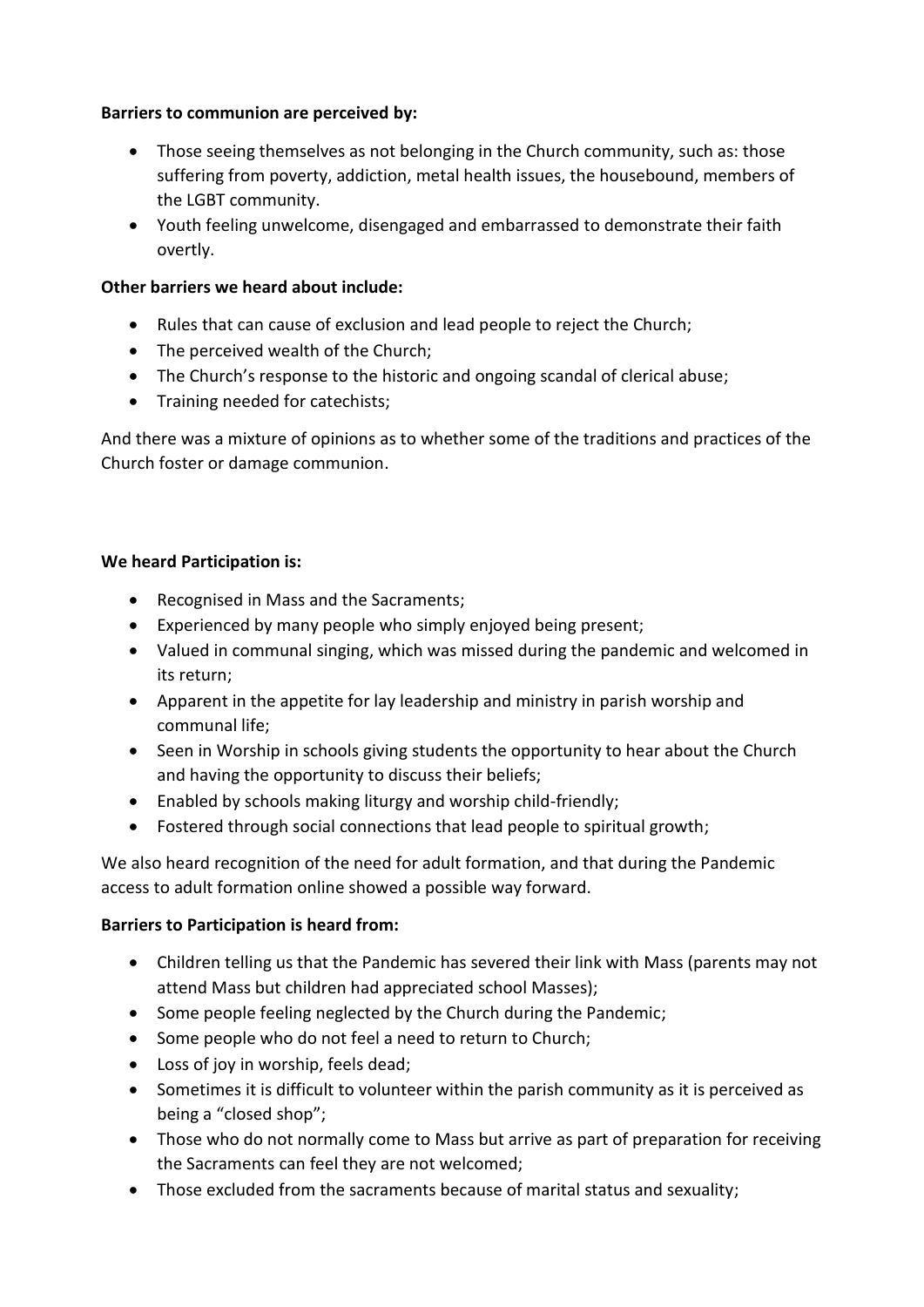**Barriers to communion are perceived by:**

- Those seeing themselves as not belonging in the Church community, such as: those suffering from poverty, addiction, metal health issues, the housebound, members of the LGBT community.
- Youth feeling unwelcome, disengaged and embarrassed to demonstrate their faith overtly.

**Other barriers we heard about include:**

- Rules that can cause of exclusion and lead people to reject the Church;
- The perceived wealth of the Church;
- The Church's response to the historic and ongoing scandal of clerical abuse;
- Training needed for catechists;

And there was a mixture of opinions as to whether some of the traditions and practices of the Church foster or damage communion.

**We heard Participation is:**

- Recognised in Mass and the Sacraments;
- Experienced by many people who simply enjoyed being present;
- Valued in communal singing, which was missed during the pandemic and welcomed in its return;
- Apparent in the appetite for lay leadership and ministry in parish worship and communal life;
- Seen in Worship in schools giving students the opportunity to hear about the Church and having the opportunity to discuss their beliefs;
- Enabled by schools making liturgy and worship child-friendly;
- Fostered through social connections that lead people to spiritual growth;

We also heard recognition of the need for adult formation, and that during the Pandemic access to adult formation online showed a possible way forward.

**Barriers to Participation is heard from:**

- Children telling us that the Pandemic has severed their link with Mass (parents may not attend Mass but children had appreciated school Masses);
- Some people feeling neglected by the Church during the Pandemic;
- Some people who do not feel a need to return to Church;
- Loss of joy in worship, feels dead;
- Sometimes it is difficult to volunteer within the parish community as it is perceived as being a "closed shop";
- Those who do not normally come to Mass but arrive as part of preparation for receiving the Sacraments can feel they are not welcomed;
- Those excluded from the sacraments because of marital status and sexuality;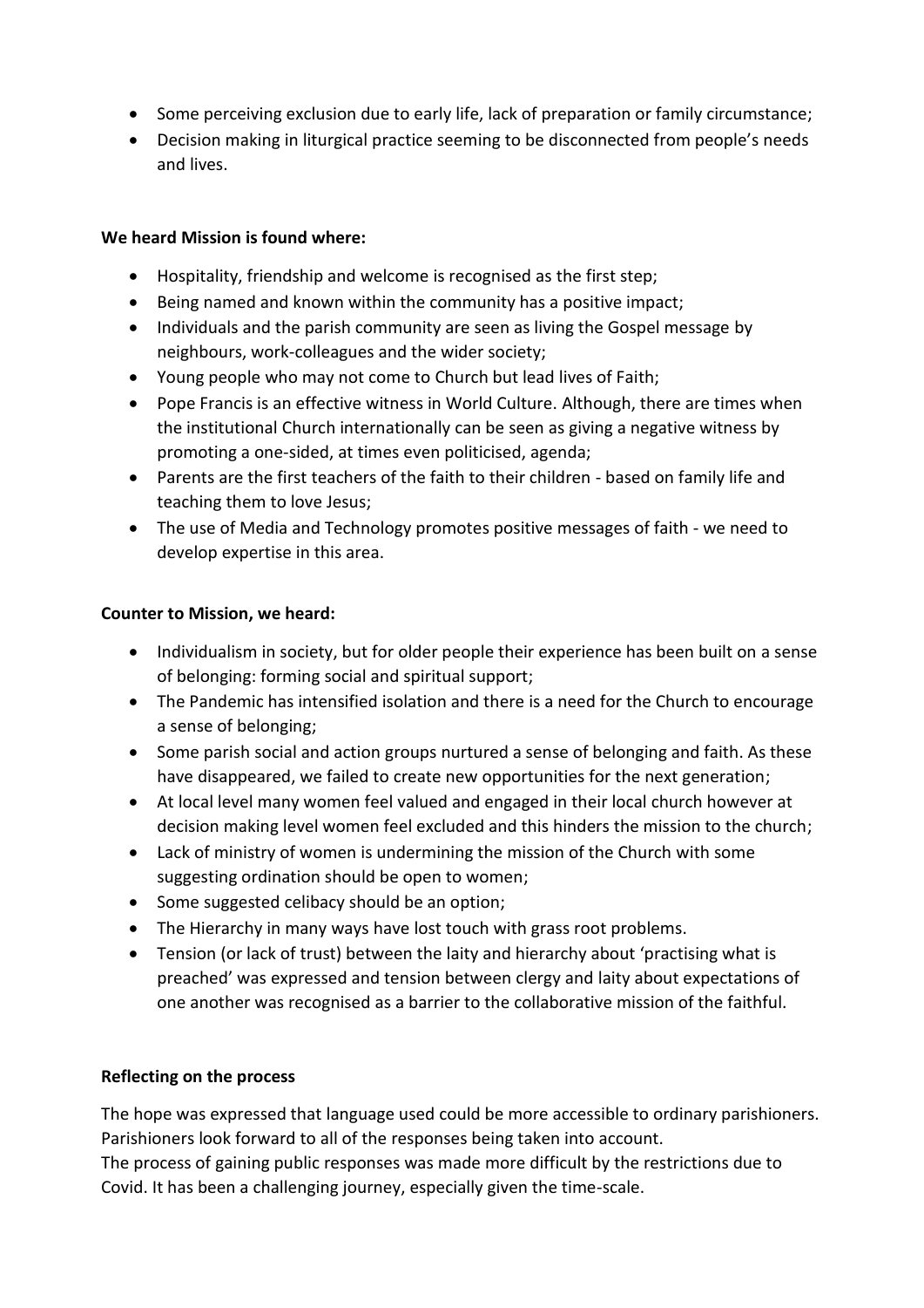- Some perceiving exclusion due to early life, lack of preparation or family circumstance;
- Decision making in liturgical practice seeming to be disconnected from people's needs and lives.

**We heard Mission is found where:**

- Hospitality, friendship and welcome is recognised as the first step;
- Being named and known within the community has a positive impact;
- Individuals and the parish community are seen as living the Gospel message by neighbours, work-colleagues and the wider society;
- Young people who may not come to Church but lead lives of Faith;
- Pope Francis is an effective witness in World Culture. Although, there are times when the institutional Church internationally can be seen as giving a negative witness by promoting a one-sided, at times even politicised, agenda;
- Parents are the first teachers of the faith to their children - based on family life and teaching them to love Jesus;
- The use of Media and Technology promotes positive messages of faith - we need to develop expertise in this area.

**Counter to Mission, we heard:**

- Individualism in society, but for older people their experience has been built on a sense of belonging: forming social and spiritual support;
- The Pandemic has intensified isolation and there is a need for the Church to encourage a sense of belonging;
- Some parish social and action groups nurtured a sense of belonging and faith. As these have disappeared, we failed to create new opportunities for the next generation;
- At local level many women feel valued and engaged in their local church however at decision making level women feel excluded and this hinders the mission to the church;
- Lack of ministry of women is undermining the mission of the Church with some suggesting ordination should be open to women;
- Some suggested celibacy should be an option;
- The Hierarchy in many ways have lost touch with grass root problems.
- Tension (or lack of trust) between the laity and hierarchy about 'practising what is preached' was expressed and tension between clergy and laity about expectations of one another was recognised as a barrier to the collaborative mission of the faithful.

**Reflecting on the process**

The hope was expressed that language used could be more accessible to ordinary parishioners. Parishioners look forward to all of the responses being taken into account.
The process of gaining public responses was made more difficult by the restrictions due to Covid. It has been a challenging journey, especially given the time-scale.